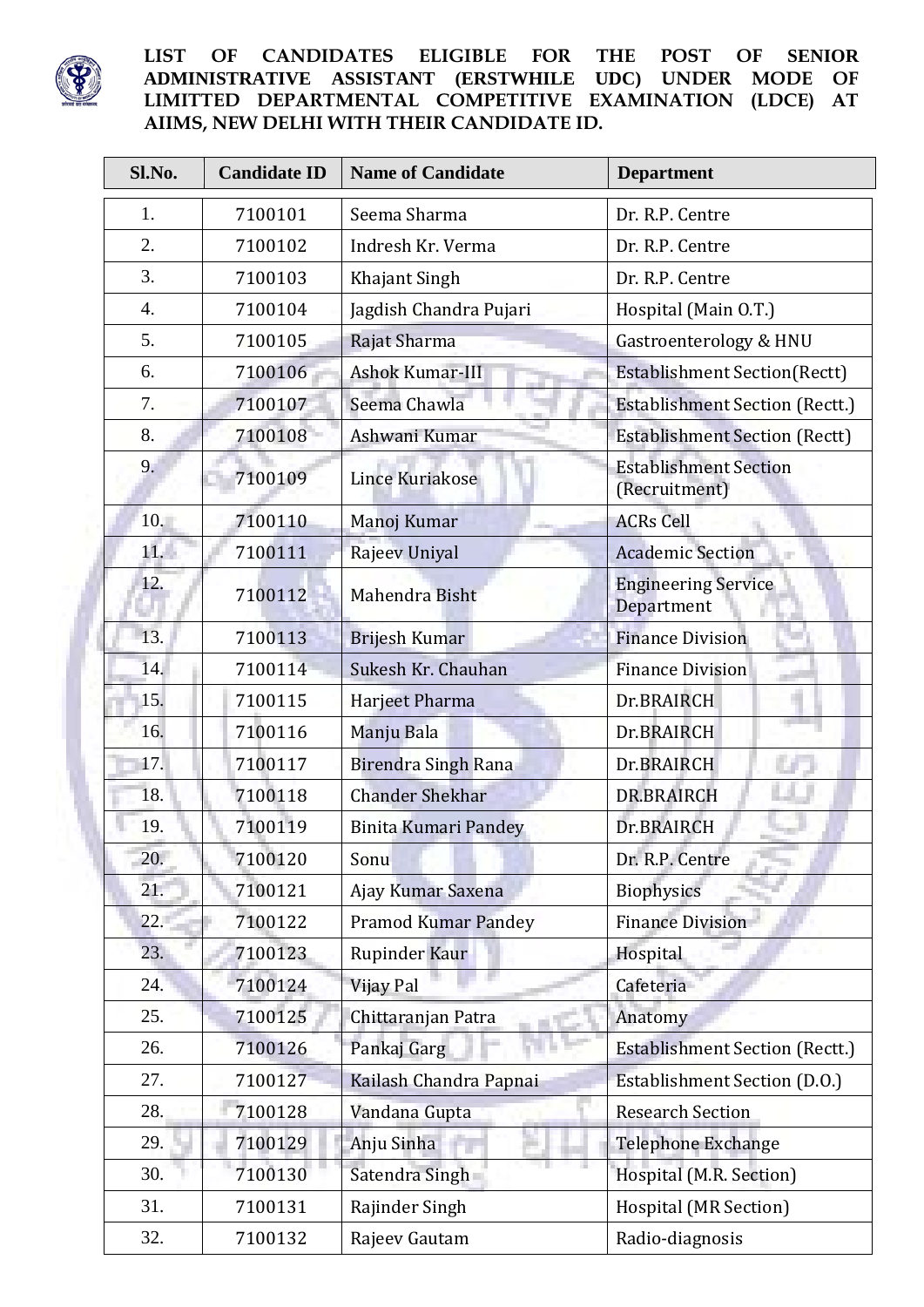**LIST OF CANDIDATES ELIGIBLE FOR THE POST OF SENIOR ADMINISTRATIVE ASSISTANT (ERSTWHILE UDC) UNDER MODE OF LIMITTED DEPARTMENTAL COMPETITIVE EXAMINATION (LDCE) AT AIIMS, NEW DELHI WITH THEIR CANDIDATE ID.**

| Sl.No. | Candidate ID | Name of Candidate | Department |
|---|---|---|---|
| 1. | 7100101 | Seema Sharma | Dr. R.P. Centre |
| 2. | 7100102 | Indresh Kr. Verma | Dr. R.P. Centre |
| 3. | 7100103 | Khajant Singh | Dr. R.P. Centre |
| 4. | 7100104 | Jagdish Chandra Pujari | Hospital (Main O.T.) |
| 5. | 7100105 | Rajat Sharma | Gastroenterology & HNU |
| 6. | 7100106 | Ashok Kumar-III | Establishment Section(Rectt) |
| 7. | 7100107 | Seema Chawla | Establishment Section (Rectt.) |
| 8. | 7100108 | Ashwani Kumar | Establishment Section (Rectt) |
| 9. | 7100109 | Lince Kuriakose | Establishment Section (Recruitment) |
| 10. | 7100110 | Manoj Kumar | ACRs Cell |
| 11. | 7100111 | Rajeev Uniyal | Academic Section |
| 12. | 7100112 | Mahendra Bisht | Engineering Service Department |
| 13. | 7100113 | Brijesh Kumar | Finance Division |
| 14. | 7100114 | Sukesh Kr. Chauhan | Finance Division |
| 15. | 7100115 | Harjeet Pharma | Dr.BRAIRCH |
| 16. | 7100116 | Manju Bala | Dr.BRAIRCH |
| 17. | 7100117 | Birendra Singh Rana | Dr.BRAIRCH |
| 18. | 7100118 | Chander Shekhar | DR.BRAIRCH |
| 19. | 7100119 | Binita Kumari Pandey | Dr.BRAIRCH |
| 20. | 7100120 | Sonu | Dr. R.P. Centre |
| 21. | 7100121 | Ajay Kumar Saxena | Biophysics |
| 22. | 7100122 | Pramod Kumar Pandey | Finance Division |
| 23. | 7100123 | Rupinder Kaur | Hospital |
| 24. | 7100124 | Vijay Pal | Cafeteria |
| 25. | 7100125 | Chittaranjan Patra | Anatomy |
| 26. | 7100126 | Pankaj Garg | Establishment Section (Rectt.) |
| 27. | 7100127 | Kailash Chandra Papnai | Establishment Section (D.O.) |
| 28. | 7100128 | Vandana Gupta | Research Section |
| 29. | 7100129 | Anju Sinha | Telephone Exchange |
| 30. | 7100130 | Satendra Singh | Hospital (M.R. Section) |
| 31. | 7100131 | Rajinder Singh | Hospital (MR Section) |
| 32. | 7100132 | Rajeev Gautam | Radio-diagnosis |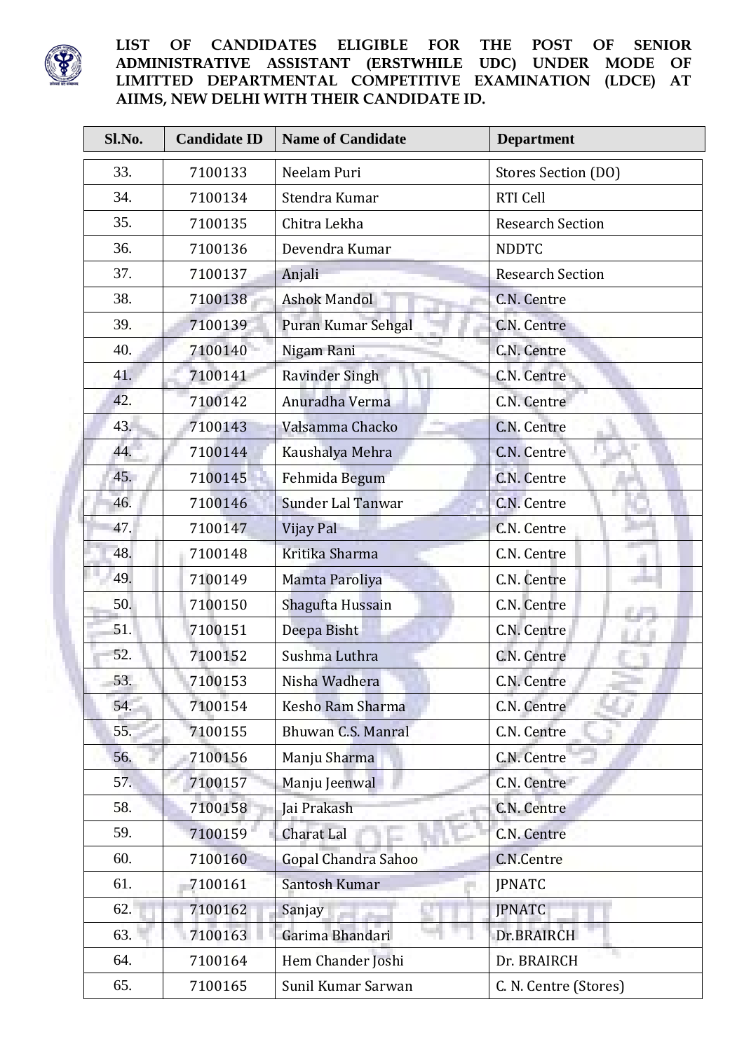**LIST OF CANDIDATES ELIGIBLE FOR THE POST OF SENIOR ADMINISTRATIVE ASSISTANT (ERSTWHILE UDC) UNDER MODE OF LIMITTED DEPARTMENTAL COMPETITIVE EXAMINATION (LDCE) AT AIIMS, NEW DELHI WITH THEIR CANDIDATE ID.**

| Sl.No. | Candidate ID | Name of Candidate | Department |
|---|---|---|---|
| 33. | 7100133 | Neelam Puri | Stores Section (DO) |
| 34. | 7100134 | Stendra Kumar | RTI Cell |
| 35. | 7100135 | Chitra Lekha | Research Section |
| 36. | 7100136 | Devendra Kumar | NDDTC |
| 37. | 7100137 | Anjali | Research Section |
| 38. | 7100138 | Ashok Mandol | C.N. Centre |
| 39. | 7100139 | Puran Kumar Sehgal | C.N. Centre |
| 40. | 7100140 | Nigam Rani | C.N. Centre |
| 41. | 7100141 | Ravinder Singh | C.N. Centre |
| 42. | 7100142 | Anuradha Verma | C.N. Centre |
| 43. | 7100143 | Valsamma Chacko | C.N. Centre |
| 44. | 7100144 | Kaushalya Mehra | C.N. Centre |
| 45. | 7100145 | Fehmida Begum | C.N. Centre |
| 46. | 7100146 | Sunder Lal Tanwar | C.N. Centre |
| 47. | 7100147 | Vijay Pal | C.N. Centre |
| 48. | 7100148 | Kritika Sharma | C.N. Centre |
| 49. | 7100149 | Mamta Paroliya | C.N. Centre |
| 50. | 7100150 | Shagufta Hussain | C.N. Centre |
| 51. | 7100151 | Deepa Bisht | C.N. Centre |
| 52. | 7100152 | Sushma Luthra | C.N. Centre |
| 53. | 7100153 | Nisha Wadhera | C.N. Centre |
| 54. | 7100154 | Kesho Ram Sharma | C.N. Centre |
| 55. | 7100155 | Bhuwan C.S. Manral | C.N. Centre |
| 56. | 7100156 | Manju Sharma | C.N. Centre |
| 57. | 7100157 | Manju Jeenwal | C.N. Centre |
| 58. | 7100158 | Jai Prakash | C.N. Centre |
| 59. | 7100159 | Charat Lal | C.N. Centre |
| 60. | 7100160 | Gopal Chandra Sahoo | C.N.Centre |
| 61. | 7100161 | Santosh Kumar | JPNATC |
| 62. | 7100162 | Sanjay | JPNATC |
| 63. | 7100163 | Garima Bhandari | Dr.BRAIRCH |
| 64. | 7100164 | Hem Chander Joshi | Dr. BRAIRCH |
| 65. | 7100165 | Sunil Kumar Sarwan | C. N. Centre (Stores) |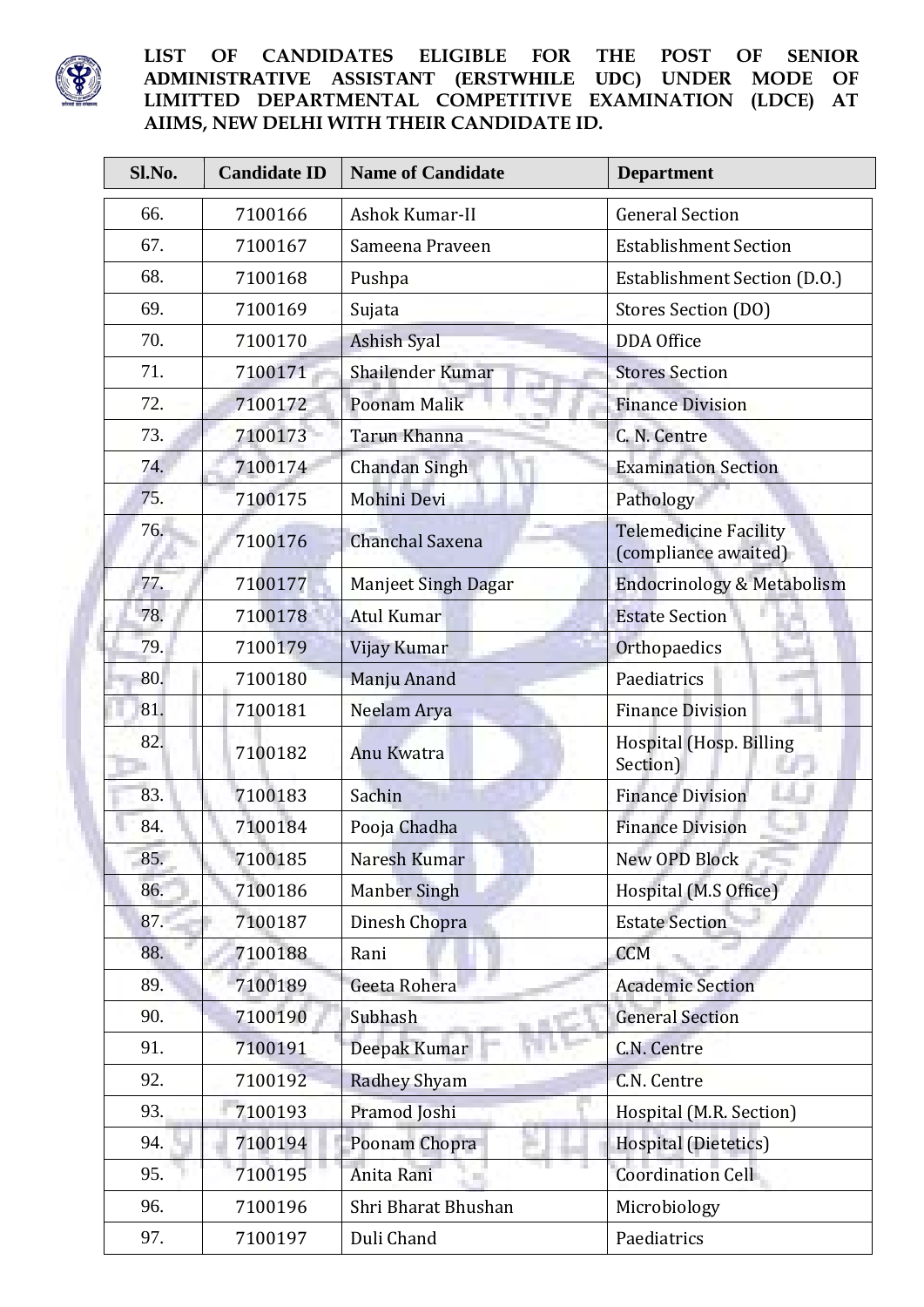**LIST OF CANDIDATES ELIGIBLE FOR THE POST OF SENIOR ADMINISTRATIVE ASSISTANT (ERSTWHILE UDC) UNDER MODE OF LIMITTED DEPARTMENTAL COMPETITIVE EXAMINATION (LDCE) AT AIIMS, NEW DELHI WITH THEIR CANDIDATE ID.**

| Sl.No. | Candidate ID | Name of Candidate | Department |
|---|---|---|---|
| 66. | 7100166 | Ashok Kumar-II | General Section |
| 67. | 7100167 | Sameena Praveen | Establishment Section |
| 68. | 7100168 | Pushpa | Establishment Section (D.O.) |
| 69. | 7100169 | Sujata | Stores Section (DO) |
| 70. | 7100170 | Ashish Syal | DDA Office |
| 71. | 7100171 | Shailender Kumar | Stores Section |
| 72. | 7100172 | Poonam Malik | Finance Division |
| 73. | 7100173 | Tarun Khanna | C. N. Centre |
| 74. | 7100174 | Chandan Singh | Examination Section |
| 75. | 7100175 | Mohini Devi | Pathology |
| 76. | 7100176 | Chanchal Saxena | Telemedicine Facility (compliance awaited) |
| 77. | 7100177 | Manjeet Singh Dagar | Endocrinology & Metabolism |
| 78. | 7100178 | Atul Kumar | Estate Section |
| 79. | 7100179 | Vijay Kumar | Orthopaedics |
| 80. | 7100180 | Manju Anand | Paediatrics |
| 81. | 7100181 | Neelam Arya | Finance Division |
| 82. | 7100182 | Anu Kwatra | Hospital (Hosp. Billing Section) |
| 83. | 7100183 | Sachin | Finance Division |
| 84. | 7100184 | Pooja Chadha | Finance Division |
| 85. | 7100185 | Naresh Kumar | New OPD Block |
| 86. | 7100186 | Manber Singh | Hospital (M.S Office) |
| 87. | 7100187 | Dinesh Chopra | Estate Section |
| 88. | 7100188 | Rani | CCM |
| 89. | 7100189 | Geeta Rohera | Academic Section |
| 90. | 7100190 | Subhash | General Section |
| 91. | 7100191 | Deepak Kumar | C.N. Centre |
| 92. | 7100192 | Radhey Shyam | C.N. Centre |
| 93. | 7100193 | Pramod Joshi | Hospital (M.R. Section) |
| 94. | 7100194 | Poonam Chopra | Hospital (Dietetics) |
| 95. | 7100195 | Anita Rani | Coordination Cell |
| 96. | 7100196 | Shri Bharat Bhushan | Microbiology |
| 97. | 7100197 | Duli Chand | Paediatrics |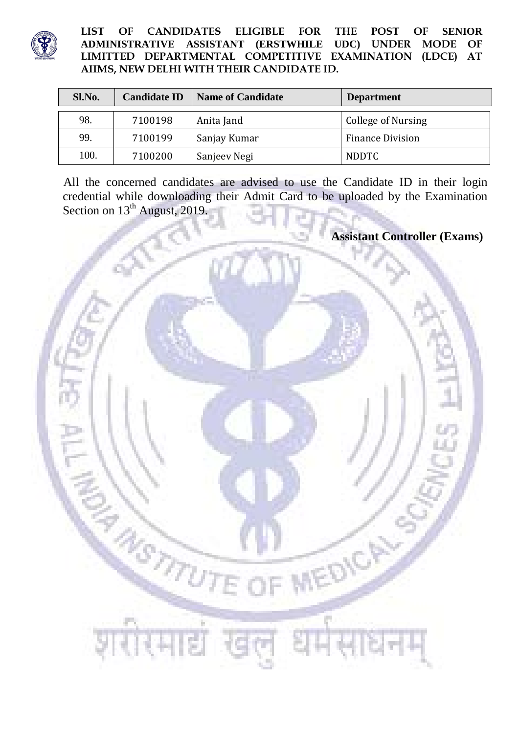**LIST OF CANDIDATES ELIGIBLE FOR THE POST OF SENIOR ADMINISTRATIVE ASSISTANT (ERSTWHILE UDC) UNDER MODE OF LIMITTED DEPARTMENTAL COMPETITIVE EXAMINATION (LDCE) AT AIIMS, NEW DELHI WITH THEIR CANDIDATE ID.**

| Sl.No. | Candidate ID | Name of Candidate | Department |
|---|---|---|---|
| 98. | 7100198 | Anita Jand | College of Nursing |
| 99. | 7100199 | Sanjay Kumar | Finance Division |
| 100. | 7100200 | Sanjeev Negi | NDDTC |

All the concerned candidates are advised to use the Candidate ID in their login credential while downloading their Admit Card to be uploaded by the Examination Section on 13th August, 2019.

**Assistant Controller (Exams)**